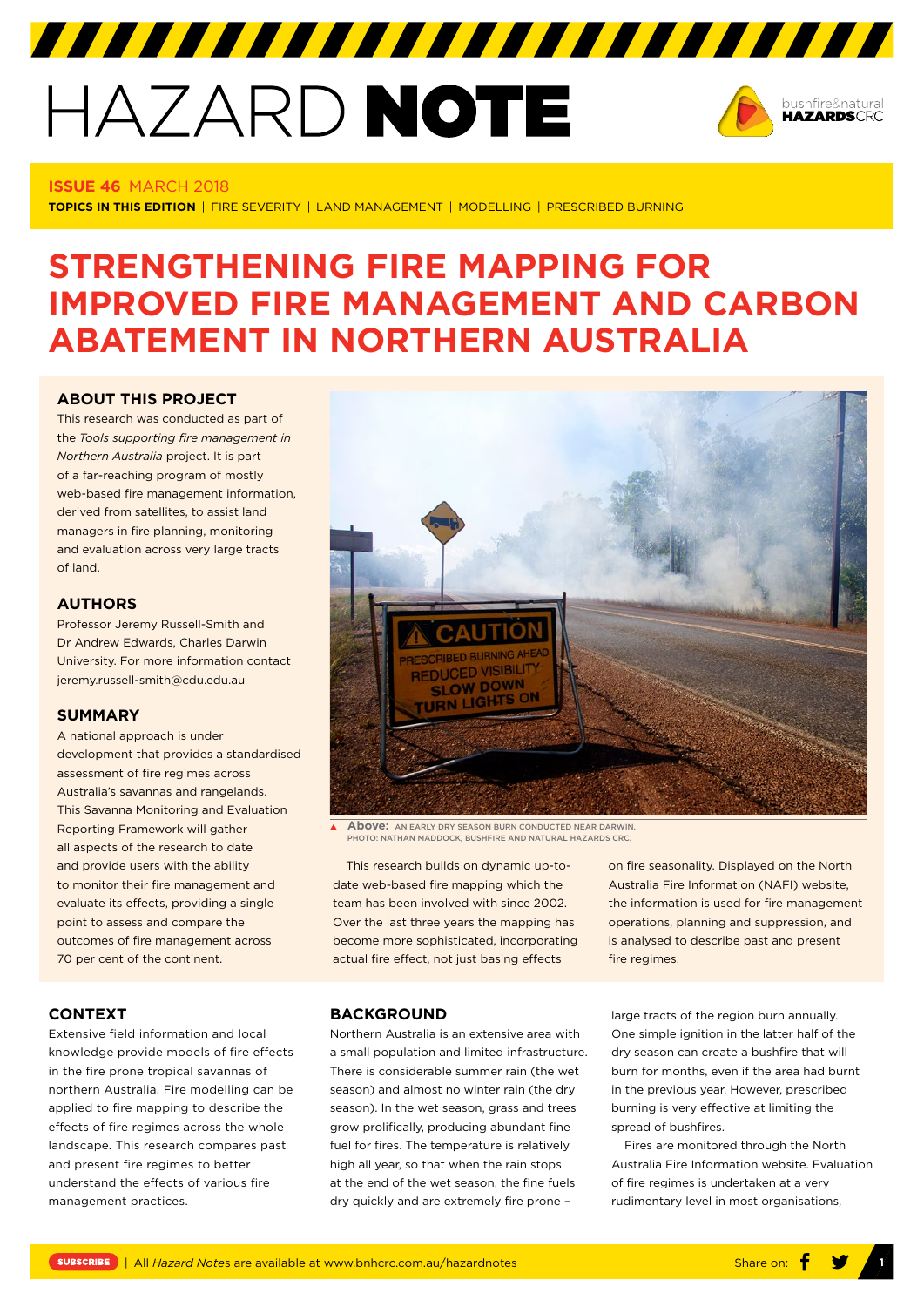# HAZARD NOTE

**ISSUE 46** MARCH 2018

**TOPICS IN THIS EDITION** | FIRE SEVERITY | LAND MANAGEMENT | MODELLING | PRESCRIBED BURNING

# STRENGTHENING FIRE MAPPING FOR IMPROVED FIRE MANAGEMENT AND CARBON ABATEMENT IN NORTHERN AUSTRALIA

## ABOUT THIS PROJECT

This research was conducted as part of the *Tools supporting fire management in Northern Australia* project. It is part of a far-reaching program of mostly web-based fire management information, derived from satellites, to assist land managers in fire planning, monitoring and evaluation across very large tracts of land.

## AUTHORS

Professor Jeremy Russell-Smith and Dr Andrew Edwards, Charles Darwin University. For more information contact jeremy.russell-smith@cdu.edu.au

## SUMMARY

A national approach is under development that provides a standardised assessment of fire regimes across Australia's savannas and rangelands. This Savanna Monitoring and Evaluation Reporting Framework will gather all aspects of the research to date and provide users with the ability to monitor their fire management and evaluate its effects, providing a single point to assess and compare the outcomes of fire management across 70 per cent of the continent.

**Above:** AN EARLY DRY SEASON BURN CONDUCTED NEAR DARWIN. PHOTO: NATHAN MADDOCK, BUSHFIRE AND NATURAL HAZARDS CRC.

This research builds on dynamic up-to-date web-based fire mapping which the team has been involved with since 2002. Over the last three years the mapping has become more sophisticated, incorporating actual fire effect, not just basing effects on fire seasonality. Displayed on the North Australia Fire Information (NAFI) website, the information is used for fire management operations, planning and suppression, and is analysed to describe past and present fire regimes.

## CONTEXT

Extensive field information and local knowledge provide models of fire effects in the fire prone tropical savannas of northern Australia. Fire modelling can be applied to fire mapping to describe the effects of fire regimes across the whole landscape. This research compares past and present fire regimes to better understand the effects of various fire management practices.

## BACKGROUND

Northern Australia is an extensive area with a small population and limited infrastructure. There is considerable summer rain (the wet season) and almost no winter rain (the dry season). In the wet season, grass and trees grow prolifically, producing abundant fine fuel for fires. The temperature is relatively high all year, so that when the rain stops at the end of the wet season, the fine fuels dry quickly and are extremely fire prone – large tracts of the region burn annually. One simple ignition in the latter half of the dry season can create a bushfire that will burn for months, even if the area had burnt in the previous year. However, prescribed burning is very effective at limiting the spread of bushfires.

Fires are monitored through the North Australia Fire Information website. Evaluation of fire regimes is undertaken at a very rudimentary level in most organisations,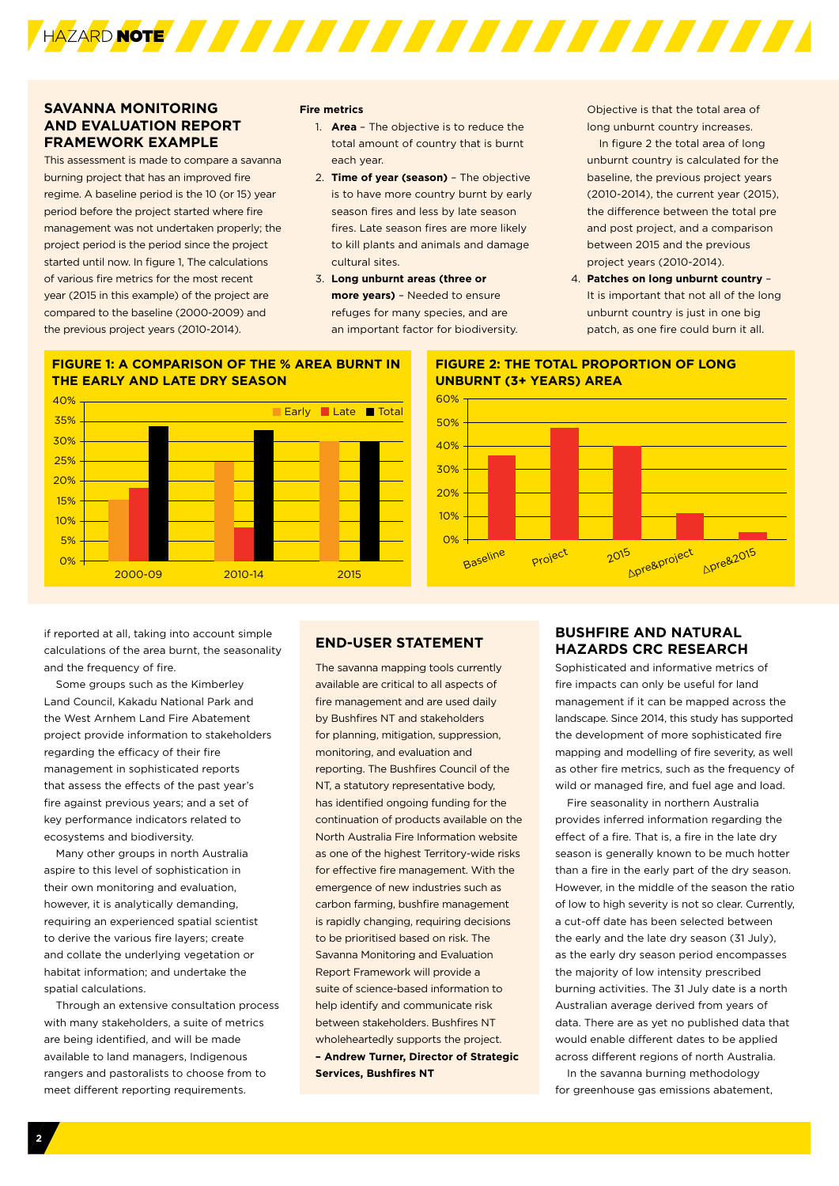## SAVANNA MONITORING AND EVALUATION REPORT FRAMEWORK EXAMPLE

This assessment is made to compare a savanna burning project that has an improved fire regime. A baseline period is the 10 (or 15) year period before the project started where fire management was not undertaken properly; the project period is the period since the project started until now. In figure 1, The calculations of various fire metrics for the most recent year (2015 in this example) of the project are compared to the baseline (2000-2009) and the previous project years (2010-2014).

**Fire metrics**

1. **Area** – The objective is to reduce the total amount of country that is burnt each year.
2. **Time of year (season)** – The objective is to have more country burnt by early season fires and less by late season fires. Late season fires are more likely to kill plants and animals and damage cultural sites.
3. **Long unburnt areas (three or more years)** – Needed to ensure refuges for many species, and are an important factor for biodiversity. Objective is that the total area of long unburnt country increases.

   In figure 2 the total area of long unburnt country is calculated for the baseline, the previous project years (2010-2014), the current year (2015), the difference between the total pre and post project, and a comparison between 2015 and the previous project years (2010-2014).
4. **Patches on long unburnt country** – It is important that not all of the long unburnt country is just in one big patch, as one fire could burn it all.

**FIGURE 1: A COMPARISON OF THE % AREA BURNT IN THE EARLY AND LATE DRY SEASON**

**FIGURE 2: THE TOTAL PROPORTION OF LONG UNBURNT (3+ YEARS) AREA**

if reported at all, taking into account simple calculations of the area burnt, the seasonality and the frequency of fire.

Some groups such as the Kimberley Land Council, Kakadu National Park and the West Arnhem Land Fire Abatement project provide information to stakeholders regarding the efficacy of their fire management in sophisticated reports that assess the effects of the past year's fire against previous years; and a set of key performance indicators related to ecosystems and biodiversity.

Many other groups in north Australia aspire to this level of sophistication in their own monitoring and evaluation, however, it is analytically demanding, requiring an experienced spatial scientist to derive the various fire layers; create and collate the underlying vegetation or habitat information; and undertake the spatial calculations.

Through an extensive consultation process with many stakeholders, a suite of metrics are being identified, and will be made available to land managers, Indigenous rangers and pastoralists to choose from to meet different reporting requirements.

## END-USER STATEMENT

The savanna mapping tools currently available are critical to all aspects of fire management and are used daily by Bushfires NT and stakeholders for planning, mitigation, suppression, monitoring, and evaluation and reporting. The Bushfires Council of the NT, a statutory representative body, has identified ongoing funding for the continuation of products available on the North Australia Fire Information website as one of the highest Territory-wide risks for effective fire management. With the emergence of new industries such as carbon farming, bushfire management is rapidly changing, requiring decisions to be prioritised based on risk. The Savanna Monitoring and Evaluation Report Framework will provide a suite of science-based information to help identify and communicate risk between stakeholders. Bushfires NT wholeheartedly supports the project.

**– Andrew Turner, Director of Strategic Services, Bushfires NT**

## BUSHFIRE AND NATURAL HAZARDS CRC RESEARCH

Sophisticated and informative metrics of fire impacts can only be useful for land management if it can be mapped across the landscape. Since 2014, this study has supported the development of more sophisticated fire mapping and modelling of fire severity, as well as other fire metrics, such as the frequency of wild or managed fire, and fuel age and load.

Fire seasonality in northern Australia provides inferred information regarding the effect of a fire. That is, a fire in the late dry season is generally known to be much hotter than a fire in the early part of the dry season. However, in the middle of the season the ratio of low to high severity is not so clear. Currently, a cut-off date has been selected between the early and the late dry season (31 July), as the early dry season period encompasses the majority of low intensity prescribed burning activities. The 31 July date is a north Australian average derived from years of data. There are as yet no published data that would enable different dates to be applied across different regions of north Australia.

In the savanna burning methodology for greenhouse gas emissions abatement,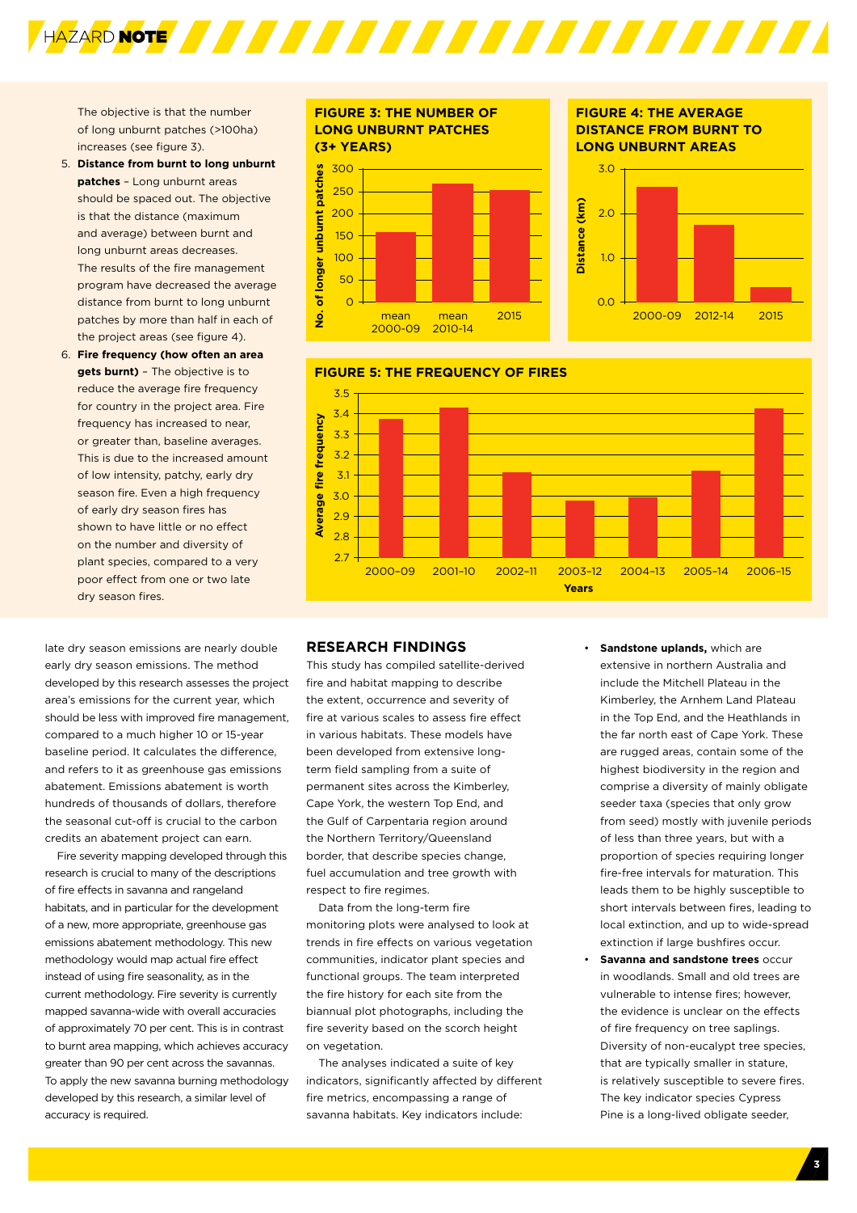The objective is that the number of long unburnt patches (>100ha) increases (see figure 3).

5. **Distance from burnt to long unburnt patches** – Long unburnt areas should be spaced out. The objective is that the distance (maximum and average) between burnt and long unburnt areas decreases. The results of the fire management program have decreased the average distance from burnt to long unburnt patches by more than half in each of the project areas (see figure 4).
6. **Fire frequency (how often an area gets burnt)** – The objective is to reduce the average fire frequency for country in the project area. Fire frequency has increased to near, or greater than, baseline averages. This is due to the increased amount of low intensity, patchy, early dry season fire. Even a high frequency of early dry season fires has shown to have little or no effect on the number and diversity of plant species, compared to a very poor effect from one or two late dry season fires.

**FIGURE 3: THE NUMBER OF LONG UNBURNT PATCHES (3+ YEARS)**

| Period | No. of longer unburnt patches |
|---|---|
| mean 2000-09 | ~158 |
| mean 2010-14 | ~265 |
| 2015 | ~252 |

**FIGURE 4: THE AVERAGE DISTANCE FROM BURNT TO LONG UNBURNT AREAS**

| Period | Distance (km) |
|---|---|
| 2000-09 | ~2.6 |
| 2012-14 | ~1.75 |
| 2015 | ~0.35 |

**FIGURE 5: THE FREQUENCY OF FIRES**

| Years | Average fire frequency |
|---|---|
| 2000–09 | ~3.37 |
| 2001–10 | ~3.43 |
| 2002–11 | ~3.11 |
| 2003–12 | ~2.97 |
| 2004–13 | ~2.99 |
| 2005–14 | ~3.12 |
| 2006–15 | ~3.42 |

late dry season emissions are nearly double early dry season emissions. The method developed by this research assesses the project area's emissions for the current year, which should be less with improved fire management, compared to a much higher 10 or 15-year baseline period. It calculates the difference, and refers to it as greenhouse gas emissions abatement. Emissions abatement is worth hundreds of thousands of dollars, therefore the seasonal cut-off is crucial to the carbon credits an abatement project can earn.

Fire severity mapping developed through this research is crucial to many of the descriptions of fire effects in savanna and rangeland habitats, and in particular for the development of a new, more appropriate, greenhouse gas emissions abatement methodology. This new methodology would map actual fire effect instead of using fire seasonality, as in the current methodology. Fire severity is currently mapped savanna-wide with overall accuracies of approximately 70 per cent. This is in contrast to burnt area mapping, which achieves accuracy greater than 90 per cent across the savannas. To apply the new savanna burning methodology developed by this research, a similar level of accuracy is required.

## RESEARCH FINDINGS

This study has compiled satellite-derived fire and habitat mapping to describe the extent, occurrence and severity of fire at various scales to assess fire effect in various habitats. These models have been developed from extensive long-term field sampling from a suite of permanent sites across the Kimberley, Cape York, the western Top End, and the Gulf of Carpentaria region around the Northern Territory/Queensland border, that describe species change, fuel accumulation and tree growth with respect to fire regimes.

Data from the long-term fire monitoring plots were analysed to look at trends in fire effects on various vegetation communities, indicator plant species and functional groups. The team interpreted the fire history for each site from the biannual plot photographs, including the fire severity based on the scorch height on vegetation.

The analyses indicated a suite of key indicators, significantly affected by different fire metrics, encompassing a range of savanna habitats. Key indicators include:

- **Sandstone uplands,** which are extensive in northern Australia and include the Mitchell Plateau in the Kimberley, the Arnhem Land Plateau in the Top End, and the Heathlands in the far north east of Cape York. These are rugged areas, contain some of the highest biodiversity in the region and comprise a diversity of mainly obligate seeder taxa (species that only grow from seed) mostly with juvenile periods of less than three years, but with a proportion of species requiring longer fire-free intervals for maturation. This leads them to be highly susceptible to short intervals between fires, leading to local extinction, and up to wide-spread extinction if large bushfires occur.
- **Savanna and sandstone trees** occur in woodlands. Small and old trees are vulnerable to intense fires; however, the evidence is unclear on the effects of fire frequency on tree saplings. Diversity of non-eucalypt tree species, that are typically smaller in stature, is relatively susceptible to severe fires. The key indicator species Cypress Pine is a long-lived obligate seeder,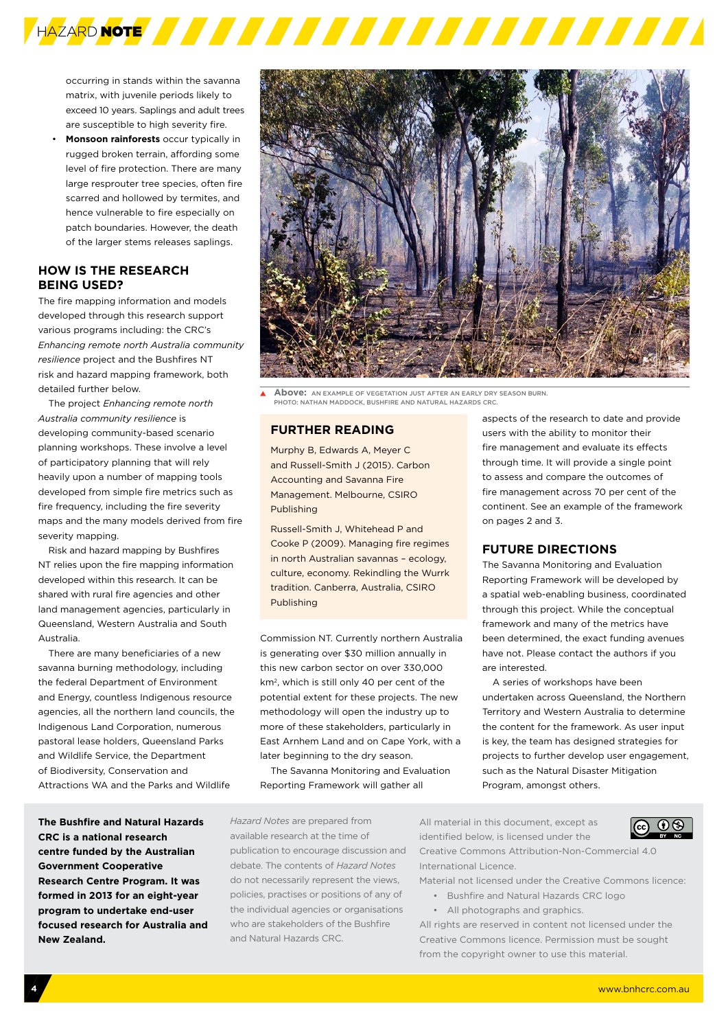occurring in stands within the savanna matrix, with juvenile periods likely to exceed 10 years. Saplings and adult trees are susceptible to high severity fire.

- **Monsoon rainforests** occur typically in rugged broken terrain, affording some level of fire protection. There are many large resprouter tree species, often fire scarred and hollowed by termites, and hence vulnerable to fire especially on patch boundaries. However, the death of the larger stems releases saplings.

## HOW IS THE RESEARCH BEING USED?

The fire mapping information and models developed through this research support various programs including: the CRC's *Enhancing remote north Australia community resilience* project and the Bushfires NT risk and hazard mapping framework, both detailed further below.

The project *Enhancing remote north Australia community resilience* is developing community-based scenario planning workshops. These involve a level of participatory planning that will rely heavily upon a number of mapping tools developed from simple fire metrics such as fire frequency, including the fire severity maps and the many models derived from fire severity mapping.

Risk and hazard mapping by Bushfires NT relies upon the fire mapping information developed within this research. It can be shared with rural fire agencies and other land management agencies, particularly in Queensland, Western Australia and South Australia.

There are many beneficiaries of a new savanna burning methodology, including the federal Department of Environment and Energy, countless Indigenous resource agencies, all the northern land councils, the Indigenous Land Corporation, numerous pastoral lease holders, Queensland Parks and Wildlife Service, the Department of Biodiversity, Conservation and Attractions WA and the Parks and Wildlife Commission NT. Currently northern Australia is generating over $30 million annually in this new carbon sector on over 330,000 km², which is still only 40 per cent of the potential extent for these projects. The new methodology will open the industry up to more of these stakeholders, particularly in East Arnhem Land and on Cape York, with a later beginning to the dry season.

The Savanna Monitoring and Evaluation Reporting Framework will gather all aspects of the research to date and provide users with the ability to monitor their fire management and evaluate its effects through time. It will provide a single point to assess and compare the outcomes of fire management across 70 per cent of the continent. See an example of the framework on pages 2 and 3.

**Above:** AN EXAMPLE OF VEGETATION JUST AFTER AN EARLY DRY SEASON BURN. PHOTO: NATHAN MADDOCK, BUSHFIRE AND NATURAL HAZARDS CRC.

## FURTHER READING

Murphy B, Edwards A, Meyer C and Russell-Smith J (2015). Carbon Accounting and Savanna Fire Management. Melbourne, CSIRO Publishing

Russell-Smith J, Whitehead P and Cooke P (2009). Managing fire regimes in north Australian savannas – ecology, culture, economy. Rekindling the Wurrk tradition. Canberra, Australia, CSIRO Publishing

## FUTURE DIRECTIONS

The Savanna Monitoring and Evaluation Reporting Framework will be developed by a spatial web-enabling business, coordinated through this project. While the conceptual framework and many of the metrics have been determined, the exact funding avenues have not. Please contact the authors if you are interested.

A series of workshops have been undertaken across Queensland, the Northern Territory and Western Australia to determine the content for the framework. As user input is key, the team has designed strategies for projects to further develop user engagement, such as the Natural Disaster Mitigation Program, amongst others.

**The Bushfire and Natural Hazards CRC is a national research centre funded by the Australian Government Cooperative Research Centre Program. It was formed in 2013 for an eight-year program to undertake end-user focused research for Australia and New Zealand.**

*Hazard Notes* are prepared from available research at the time of publication to encourage discussion and debate. The contents of *Hazard Notes* do not necessarily represent the views, policies, practises or positions of any of the individual agencies or organisations who are stakeholders of the Bushfire and Natural Hazards CRC.

All material in this document, except as identified below, is licensed under the Creative Commons Attribution-Non-Commercial 4.0 International Licence.

Material not licensed under the Creative Commons licence:

- Bushfire and Natural Hazards CRC logo
- All photographs and graphics.

All rights are reserved in content not licensed under the Creative Commons licence. Permission must be sought from the copyright owner to use this material.

www.bnhcrc.com.au